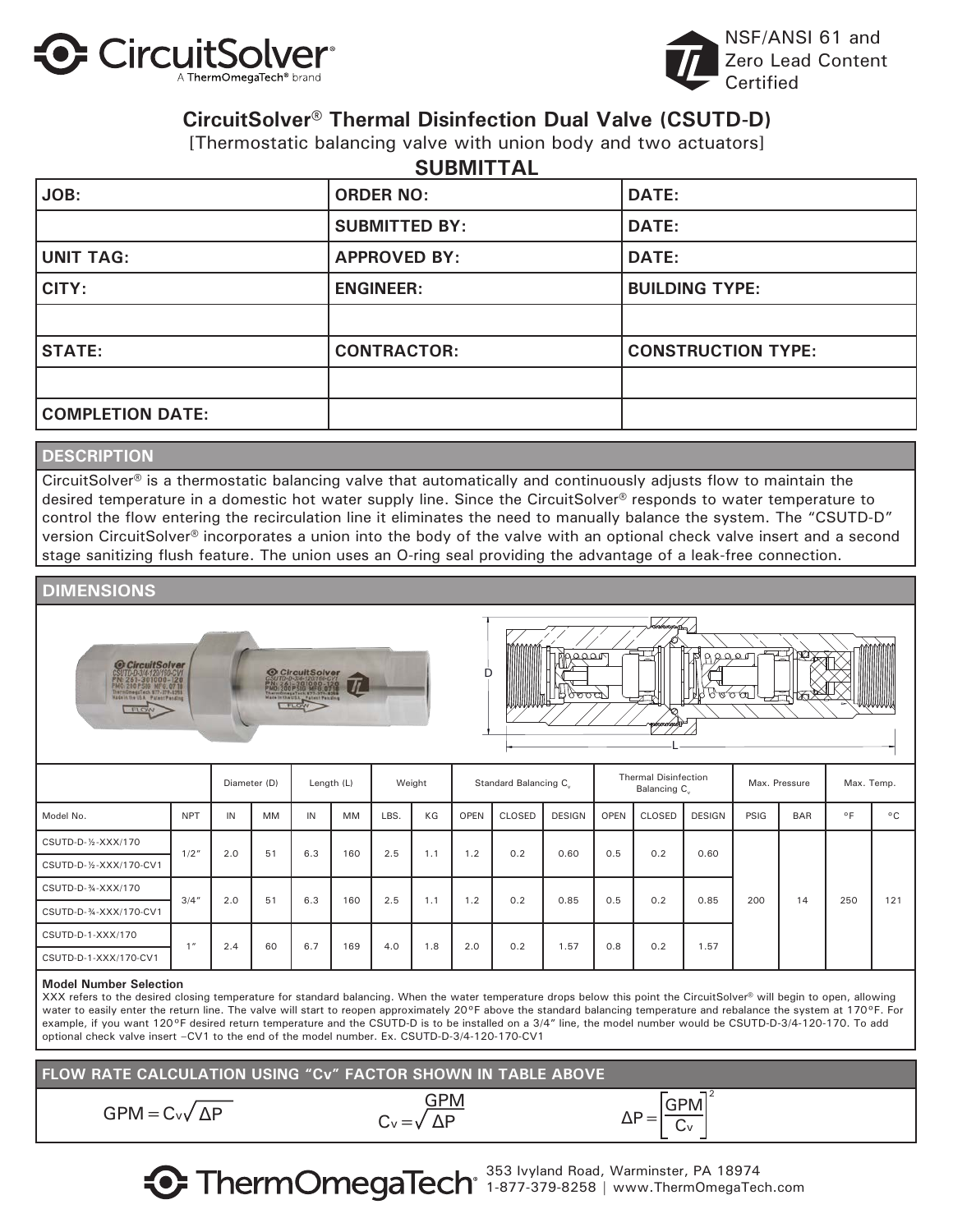CircuitSolver® A ThermOmegaTech® brand

NSF/ANSI 61 and Zero Lead Content Certified

# CircuitSolver® Thermal Disinfection Dual Valve (CSUTD-D)

[Thermostatic balancing valve with union body and two actuators]

## SUBMITTAL

| JOB: | ORDER NO: | DATE: |
|---|---|---|
| | SUBMITTED BY: | DATE: |
| UNIT TAG: | APPROVED BY: | DATE: |
| CITY: | ENGINEER: | BUILDING TYPE: |
| | | |
| STATE: | CONTRACTOR: | CONSTRUCTION TYPE: |
| | | |
| COMPLETION DATE: | | |

## DESCRIPTION

CircuitSolver® is a thermostatic balancing valve that automatically and continuously adjusts flow to maintain the desired temperature in a domestic hot water supply line. Since the CircuitSolver® responds to water temperature to control the flow entering the recirculation line it eliminates the need to manually balance the system. The "CSUTD-D" version CircuitSolver® incorporates a union into the body of the valve with an optional check valve insert and a second stage sanitizing flush feature. The union uses an O-ring seal providing the advantage of a leak-free connection.

## DIMENSIONS

| | | Diameter (D) | | Length (L) | | Weight | | Standard Balancing $C_v$ | | | Thermal Disinfection Balancing $C_v$ | | | Max. Pressure | | Max. Temp. | |
|---|---|---|---|---|---|---|---|---|---|---|---|---|---|---|---|---|---|
| Model No. | NPT | IN | MM | IN | MM | LBS. | KG | OPEN | CLOSED | DESIGN | OPEN | CLOSED | DESIGN | PSIG | BAR | °F | °C |
| CSUTD-D-½-XXX/170 | 1/2" | 2.0 | 51 | 6.3 | 160 | 2.5 | 1.1 | 1.2 | 0.2 | 0.60 | 0.5 | 0.2 | 0.60 | 200 | 14 | 250 | 121 |
| CSUTD-D-½-XXX/170-CV1 | | | | | | | | | | | | | | | | | |
| CSUTD-D-¾-XXX/170 | 3/4" | 2.0 | 51 | 6.3 | 160 | 2.5 | 1.1 | 1.2 | 0.2 | 0.85 | 0.5 | 0.2 | 0.85 | | | | |
| CSUTD-D-¾-XXX/170-CV1 | | | | | | | | | | | | | | | | | |
| CSUTD-D-1-XXX/170 | 1" | 2.4 | 60 | 6.7 | 169 | 4.0 | 1.8 | 2.0 | 0.2 | 1.57 | 0.8 | 0.2 | 1.57 | | | | |
| CSUTD-D-1-XXX/170-CV1 | | | | | | | | | | | | | | | | | |

**Model Number Selection**

XXX refers to the desired closing temperature for standard balancing. When the water temperature drops below this point the CircuitSolver® will begin to open, allowing water to easily enter the return line. The valve will start to reopen approximately 20°F above the standard balancing temperature and rebalance the system at 170°F. For example, if you want 120°F desired return temperature and the CSUTD-D is to be installed on a 3/4" line, the model number would be CSUTD-D-3/4-120-170. To add optional check valve insert –CV1 to the end of the model number. Ex. CSUTD-D-3/4-120-170-CV1

## FLOW RATE CALCULATION USING "Cv" FACTOR SHOWN IN TABLE ABOVE

$$GPM = C_v\sqrt{\Delta P}$$

$$C_v = \frac{GPM}{\sqrt{\Delta P}}$$

$$\Delta P = \left[\frac{GPM}{C_v}\right]^2$$

ThermOmegaTech® 353 Ivyland Road, Warminster, PA 18974 | 1-877-379-8258 | www.ThermOmegaTech.com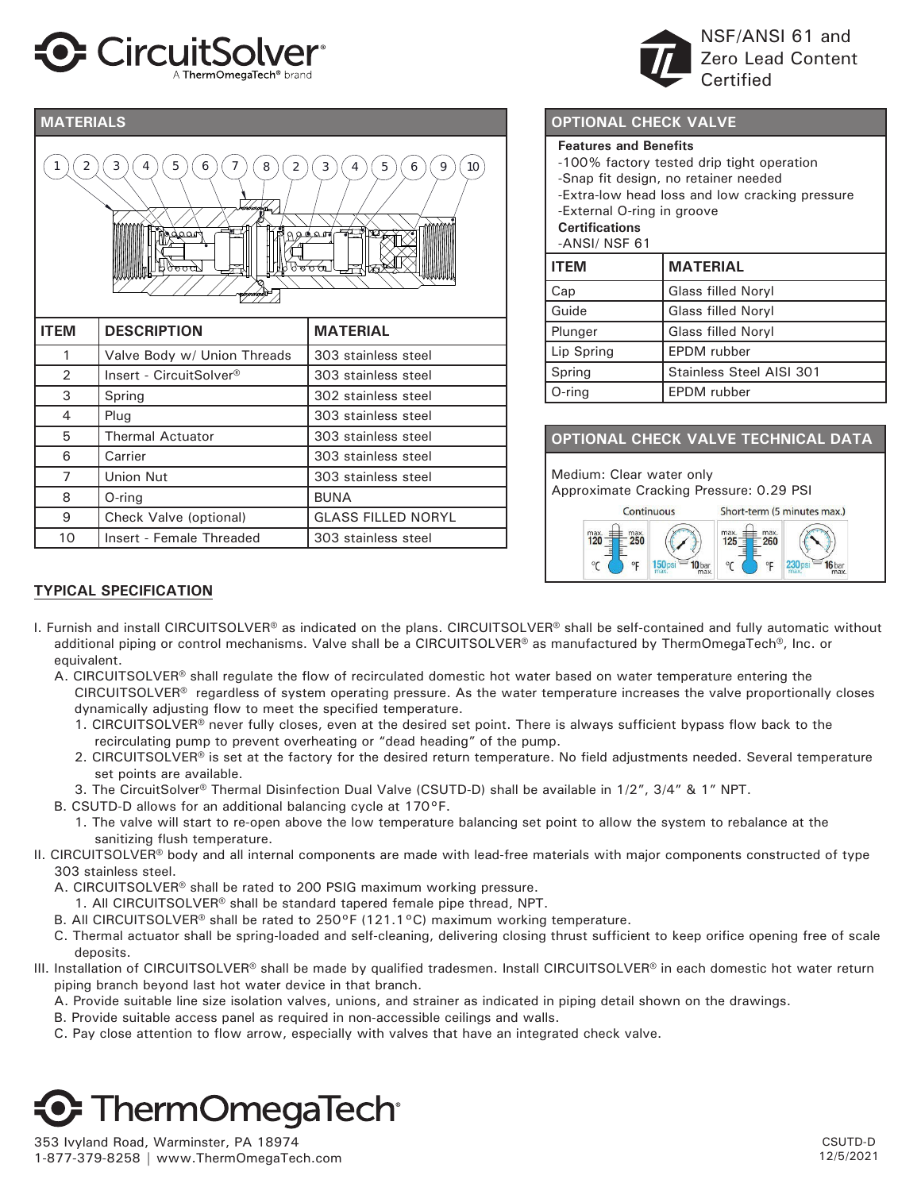CircuitSolver® A ThermOmegaTech® brand

NSF/ANSI 61 and Zero Lead Content Certified

## MATERIALS

1 2 3 4 5 6 7 8 2 3 4 5 6 9 10

| ITEM | DESCRIPTION | MATERIAL |
|---|---|---|
| 1 | Valve Body w/ Union Threads | 303 stainless steel |
| 2 | Insert - CircuitSolver® | 303 stainless steel |
| 3 | Spring | 302 stainless steel |
| 4 | Plug | 303 stainless steel |
| 5 | Thermal Actuator | 303 stainless steel |
| 6 | Carrier | 303 stainless steel |
| 7 | Union Nut | 303 stainless steel |
| 8 | O-ring | BUNA |
| 9 | Check Valve (optional) | GLASS FILLED NORYL |
| 10 | Insert - Female Threaded | 303 stainless steel |

## OPTIONAL CHECK VALVE

**Features and Benefits**

- 100% factory tested drip tight operation
- Snap fit design, no retainer needed
- Extra-low head loss and low cracking pressure
- External O-ring in groove

**Certifications**

- ANSI/ NSF 61

| ITEM | MATERIAL |
|---|---|
| Cap | Glass filled Noryl |
| Guide | Glass filled Noryl |
| Plunger | Glass filled Noryl |
| Lip Spring | EPDM rubber |
| Spring | Stainless Steel AISI 301 |
| O-ring | EPDM rubber |

## OPTIONAL CHECK VALVE TECHNICAL DATA

Medium: Clear water only
Approximate Cracking Pressure: 0.29 PSI

Continuous
max. 120 °C max. 250 °F
150psi max. 10bar max.

Short-term (5 minutes max.)
max. 125 °C max. 260 °F
230psi max. 16bar max.

## TYPICAL SPECIFICATION

I. Furnish and install CIRCUITSOLVER® as indicated on the plans. CIRCUITSOLVER® shall be self-contained and fully automatic without additional piping or control mechanisms. Valve shall be a CIRCUITSOLVER® as manufactured by ThermOmegaTech®, Inc. or equivalent.
   A. CIRCUITSOLVER® shall regulate the flow of recirculated domestic hot water based on water temperature entering the CIRCUITSOLVER® regardless of system operating pressure. As the water temperature increases the valve proportionally closes dynamically adjusting flow to meet the specified temperature.
      1. CIRCUITSOLVER® never fully closes, even at the desired set point. There is always sufficient bypass flow back to the recirculating pump to prevent overheating or "dead heading" of the pump.
      2. CIRCUITSOLVER® is set at the factory for the desired return temperature. No field adjustments needed. Several temperature set points are available.
      3. The CircuitSolver® Thermal Disinfection Dual Valve (CSUTD-D) shall be available in 1/2", 3/4" & 1" NPT.
   B. CSUTD-D allows for an additional balancing cycle at 170°F.
      1. The valve will start to re-open above the low temperature balancing set point to allow the system to rebalance at the sanitizing flush temperature.

II. CIRCUITSOLVER® body and all internal components are made with lead-free materials with major components constructed of type 303 stainless steel.
   A. CIRCUITSOLVER® shall be rated to 200 PSIG maximum working pressure.
      1. All CIRCUITSOLVER® shall be standard tapered female pipe thread, NPT.
   B. All CIRCUITSOLVER® shall be rated to 250°F (121.1°C) maximum working temperature.
   C. Thermal actuator shall be spring-loaded and self-cleaning, delivering closing thrust sufficient to keep orifice opening free of scale deposits.

III. Installation of CIRCUITSOLVER® shall be made by qualified tradesmen. Install CIRCUITSOLVER® in each domestic hot water return piping branch beyond last hot water device in that branch.
   A. Provide suitable line size isolation valves, unions, and strainer as indicated in piping detail shown on the drawings.
   B. Provide suitable access panel as required in non-accessible ceilings and walls.
   C. Pay close attention to flow arrow, especially with valves that have an integrated check valve.

ThermOmegaTech®
353 Ivyland Road, Warminster, PA 18974
1-877-379-8258 | www.ThermOmegaTech.com

CSUTD-D
12/5/2021